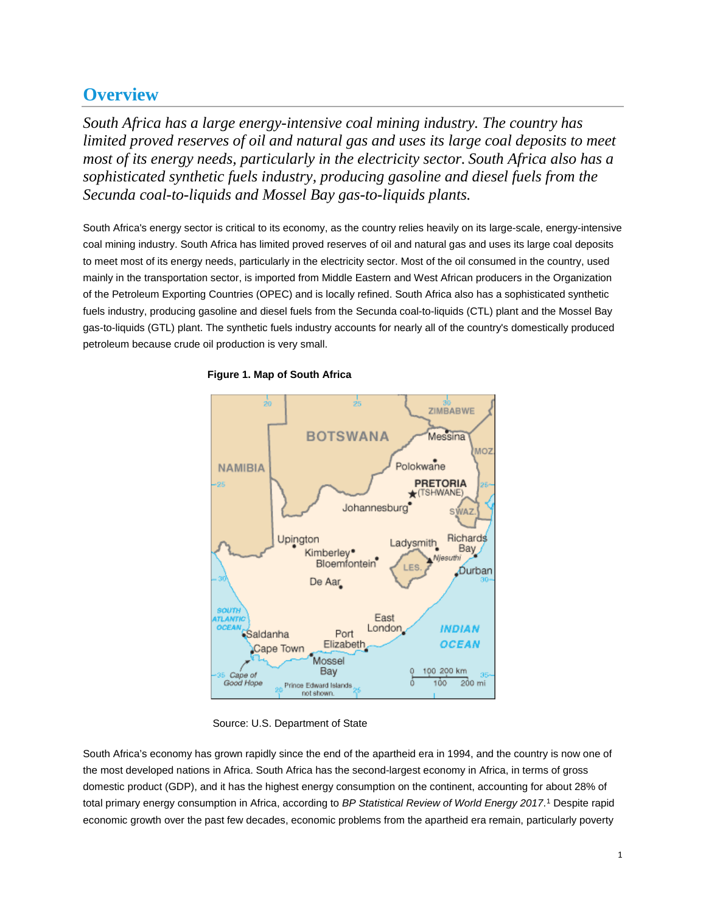# Overview

*South Africa has a large energy-intensive coal mining industry. The country has limited proved reserves of oil and natural gas and uses its large coal deposits to meet most of its energy needs, particularly in the electricity sector. South Africa also has a sophisticated synthetic fuels industry, producing gasoline and diesel fuels from the Secunda coal-to-liquids and Mossel Bay gas-to-liquids plants.*

South Africa's energy sector is critical to its economy, as the country relies heavily on its large-scale, energy-intensive coal mining industry. South Africa has limited proved reserves of oil and natural gas and uses its large coal deposits to meet most of its energy needs, particularly in the electricity sector. Most of the oil consumed in the country, used mainly in the transportation sector, is imported from Middle Eastern and West African producers in the Organization of the Petroleum Exporting Countries (OPEC) and is locally refined. South Africa also has a sophisticated synthetic fuels industry, producing gasoline and diesel fuels from the Secunda coal-to-liquids (CTL) plant and the Mossel Bay gas-to-liquids (GTL) plant. The synthetic fuels industry accounts for nearly all of the country's domestically produced petroleum because crude oil production is very small.

**Figure 1. Map of South Africa**

Source: U.S. Department of State

South Africa's economy has grown rapidly since the end of the apartheid era in 1994, and the country is now one of the most developed nations in Africa. South Africa has the second-largest economy in Africa, in terms of gross domestic product (GDP), and it has the highest energy consumption on the continent, accounting for about 28% of total primary energy consumption in Africa, according to *BP Statistical Review of World Energy 2017*.[1] Despite rapid economic growth over the past few decades, economic problems from the apartheid era remain, particularly poverty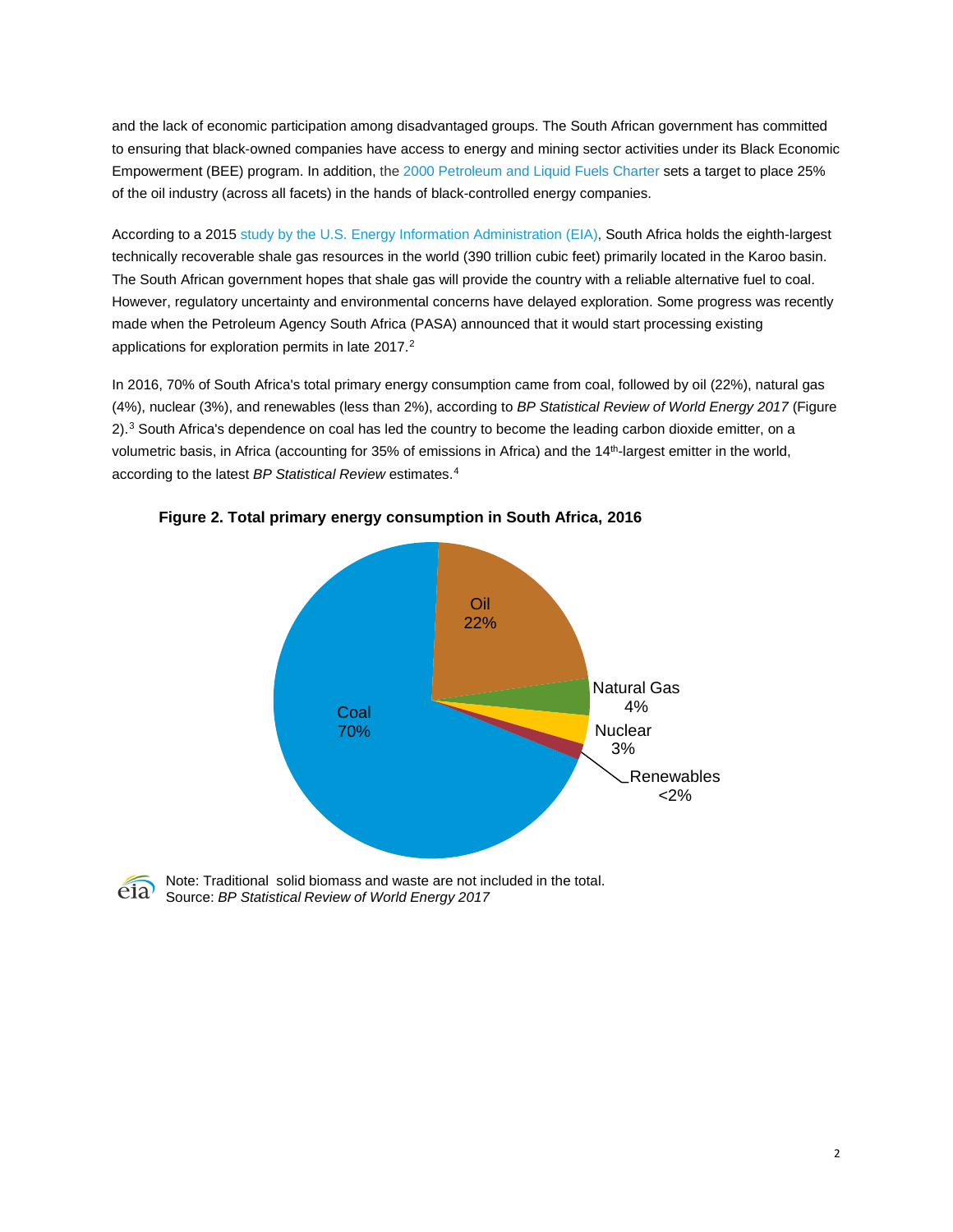and the lack of economic participation among disadvantaged groups. The South African government has committed to ensuring that black-owned companies have access to energy and mining sector activities under its Black Economic Empowerment (BEE) program. In addition, the 2000 Petroleum and Liquid Fuels Charter sets a target to place 25% of the oil industry (across all facets) in the hands of black-controlled energy companies.

According to a 2015 study by the U.S. Energy Information Administration (EIA), South Africa holds the eighth-largest technically recoverable shale gas resources in the world (390 trillion cubic feet) primarily located in the Karoo basin. The South African government hopes that shale gas will provide the country with a reliable alternative fuel to coal. However, regulatory uncertainty and environmental concerns have delayed exploration. Some progress was recently made when the Petroleum Agency South Africa (PASA) announced that it would start processing existing applications for exploration permits in late 2017.[2]

In 2016, 70% of South Africa's total primary energy consumption came from coal, followed by oil (22%), natural gas (4%), nuclear (3%), and renewables (less than 2%), according to *BP Statistical Review of World Energy 2017* (Figure 2).[3] South Africa's dependence on coal has led the country to become the leading carbon dioxide emitter, on a volumetric basis, in Africa (accounting for 35% of emissions in Africa) and the 14th-largest emitter in the world, according to the latest *BP Statistical Review* estimates.[4]

**Figure 2. Total primary energy consumption in South Africa, 2016**

| Source | Share |
|---|---|
| Coal | 70% |
| Oil | 22% |
| Natural Gas | 4% |
| Nuclear | 3% |
| Renewables | <2% |

Note: Traditional solid biomass and waste are not included in the total.
Source: *BP Statistical Review of World Energy 2017*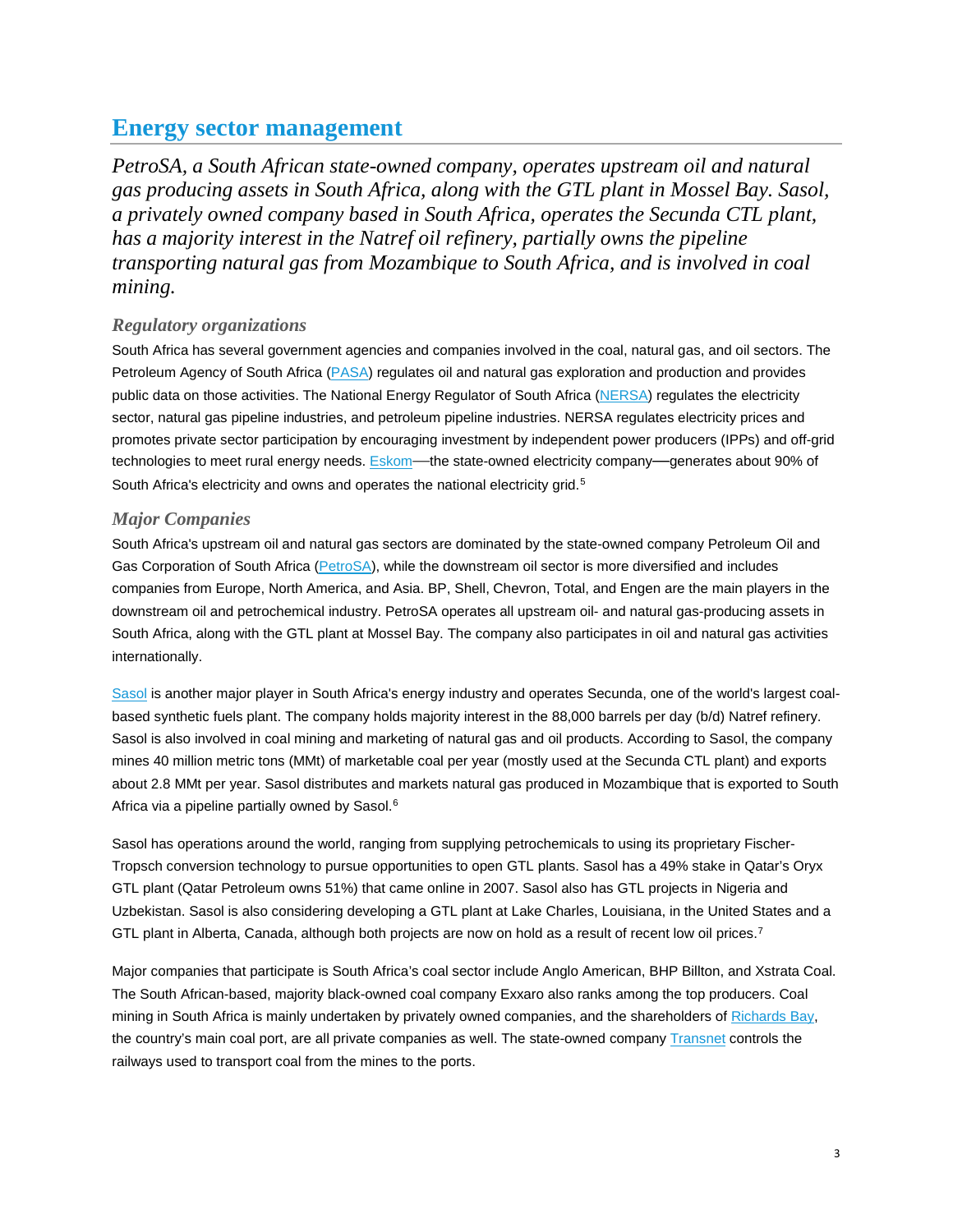## Energy sector management

*PetroSA, a South African state-owned company, operates upstream oil and natural gas producing assets in South Africa, along with the GTL plant in Mossel Bay. Sasol, a privately owned company based in South Africa, operates the Secunda CTL plant, has a majority interest in the Natref oil refinery, partially owns the pipeline transporting natural gas from Mozambique to South Africa, and is involved in coal mining.*

### *Regulatory organizations*

South Africa has several government agencies and companies involved in the coal, natural gas, and oil sectors. The Petroleum Agency of South Africa (PASA) regulates oil and natural gas exploration and production and provides public data on those activities. The National Energy Regulator of South Africa (NERSA) regulates the electricity sector, natural gas pipeline industries, and petroleum pipeline industries. NERSA regulates electricity prices and promotes private sector participation by encouraging investment by independent power producers (IPPs) and off-grid technologies to meet rural energy needs. Eskom—the state-owned electricity company—generates about 90% of South Africa's electricity and owns and operates the national electricity grid.[5]

### *Major Companies*

South Africa's upstream oil and natural gas sectors are dominated by the state-owned company Petroleum Oil and Gas Corporation of South Africa (PetroSA), while the downstream oil sector is more diversified and includes companies from Europe, North America, and Asia. BP, Shell, Chevron, Total, and Engen are the main players in the downstream oil and petrochemical industry. PetroSA operates all upstream oil- and natural gas-producing assets in South Africa, along with the GTL plant at Mossel Bay. The company also participates in oil and natural gas activities internationally.

Sasol is another major player in South Africa's energy industry and operates Secunda, one of the world's largest coal-based synthetic fuels plant. The company holds majority interest in the 88,000 barrels per day (b/d) Natref refinery. Sasol is also involved in coal mining and marketing of natural gas and oil products. According to Sasol, the company mines 40 million metric tons (MMt) of marketable coal per year (mostly used at the Secunda CTL plant) and exports about 2.8 MMt per year. Sasol distributes and markets natural gas produced in Mozambique that is exported to South Africa via a pipeline partially owned by Sasol.[6]

Sasol has operations around the world, ranging from supplying petrochemicals to using its proprietary Fischer-Tropsch conversion technology to pursue opportunities to open GTL plants. Sasol has a 49% stake in Qatar's Oryx GTL plant (Qatar Petroleum owns 51%) that came online in 2007. Sasol also has GTL projects in Nigeria and Uzbekistan. Sasol is also considering developing a GTL plant at Lake Charles, Louisiana, in the United States and a GTL plant in Alberta, Canada, although both projects are now on hold as a result of recent low oil prices.[7]

Major companies that participate is South Africa's coal sector include Anglo American, BHP Billton, and Xstrata Coal. The South African-based, majority black-owned coal company Exxaro also ranks among the top producers. Coal mining in South Africa is mainly undertaken by privately owned companies, and the shareholders of Richards Bay, the country's main coal port, are all private companies as well. The state-owned company Transnet controls the railways used to transport coal from the mines to the ports.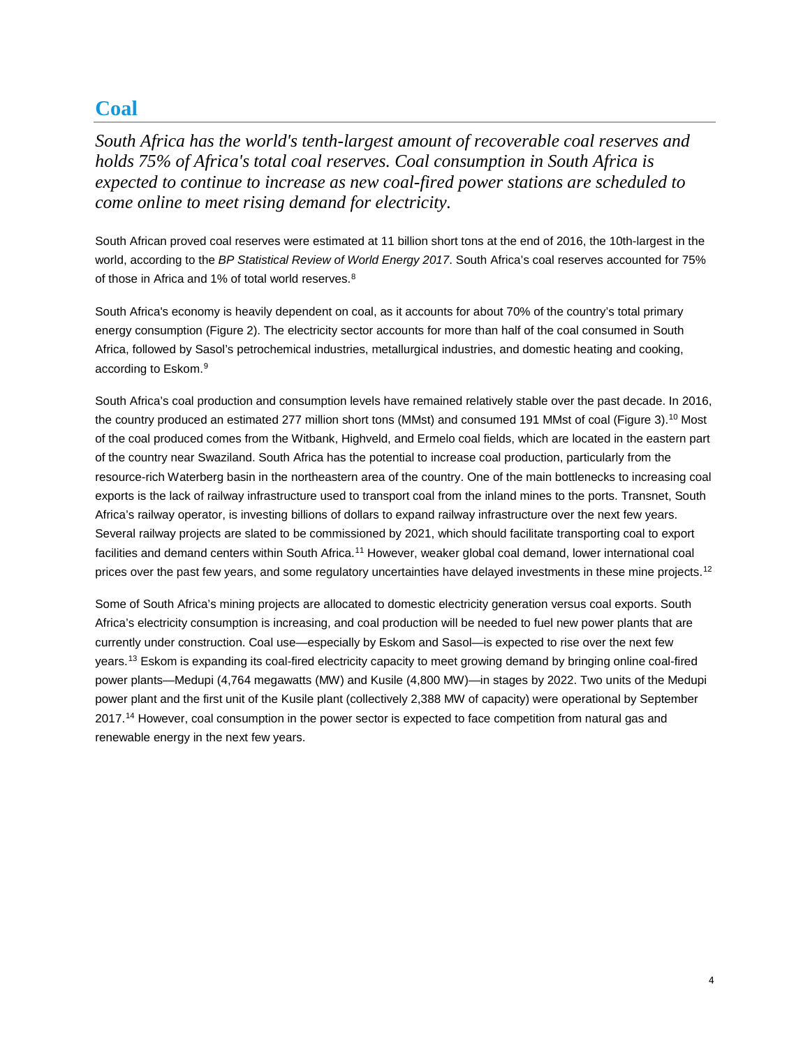## Coal

*South Africa has the world's tenth-largest amount of recoverable coal reserves and holds 75% of Africa's total coal reserves. Coal consumption in South Africa is expected to continue to increase as new coal-fired power stations are scheduled to come online to meet rising demand for electricity.*

South African proved coal reserves were estimated at 11 billion short tons at the end of 2016, the 10th-largest in the world, according to the *BP Statistical Review of World Energy 2017*. South Africa's coal reserves accounted for 75% of those in Africa and 1% of total world reserves.[8]

South Africa's economy is heavily dependent on coal, as it accounts for about 70% of the country's total primary energy consumption (Figure 2). The electricity sector accounts for more than half of the coal consumed in South Africa, followed by Sasol's petrochemical industries, metallurgical industries, and domestic heating and cooking, according to Eskom.[9]

South Africa's coal production and consumption levels have remained relatively stable over the past decade. In 2016, the country produced an estimated 277 million short tons (MMst) and consumed 191 MMst of coal (Figure 3).[10] Most of the coal produced comes from the Witbank, Highveld, and Ermelo coal fields, which are located in the eastern part of the country near Swaziland. South Africa has the potential to increase coal production, particularly from the resource-rich Waterberg basin in the northeastern area of the country. One of the main bottlenecks to increasing coal exports is the lack of railway infrastructure used to transport coal from the inland mines to the ports. Transnet, South Africa's railway operator, is investing billions of dollars to expand railway infrastructure over the next few years. Several railway projects are slated to be commissioned by 2021, which should facilitate transporting coal to export facilities and demand centers within South Africa.[11] However, weaker global coal demand, lower international coal prices over the past few years, and some regulatory uncertainties have delayed investments in these mine projects.[12]

Some of South Africa's mining projects are allocated to domestic electricity generation versus coal exports. South Africa's electricity consumption is increasing, and coal production will be needed to fuel new power plants that are currently under construction. Coal use—especially by Eskom and Sasol—is expected to rise over the next few years.[13] Eskom is expanding its coal-fired electricity capacity to meet growing demand by bringing online coal-fired power plants—Medupi (4,764 megawatts (MW) and Kusile (4,800 MW)—in stages by 2022. Two units of the Medupi power plant and the first unit of the Kusile plant (collectively 2,388 MW of capacity) were operational by September 2017.[14] However, coal consumption in the power sector is expected to face competition from natural gas and renewable energy in the next few years.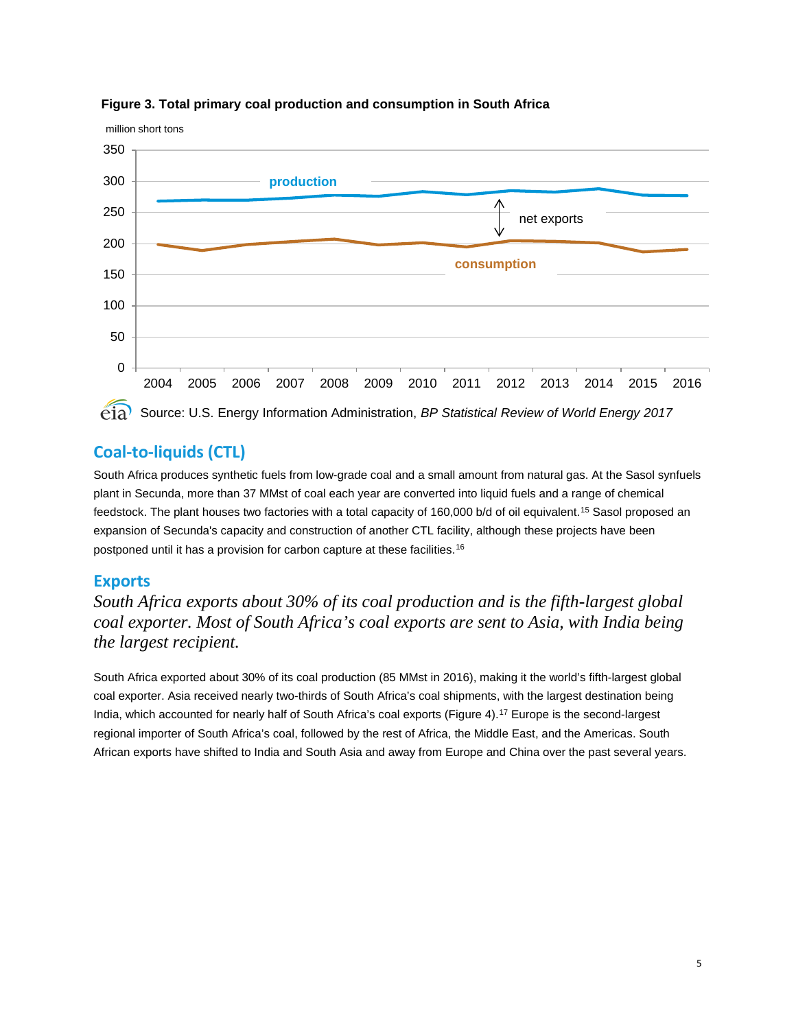**Figure 3. Total primary coal production and consumption in South Africa**

Source: U.S. Energy Information Administration, *BP Statistical Review of World Energy 2017*

## Coal-to-liquids (CTL)

South Africa produces synthetic fuels from low-grade coal and a small amount from natural gas. At the Sasol synfuels plant in Secunda, more than 37 MMst of coal each year are converted into liquid fuels and a range of chemical feedstock. The plant houses two factories with a total capacity of 160,000 b/d of oil equivalent.[15] Sasol proposed an expansion of Secunda's capacity and construction of another CTL facility, although these projects have been postponed until it has a provision for carbon capture at these facilities.[16]

## Exports

*South Africa exports about 30% of its coal production and is the fifth-largest global coal exporter. Most of South Africa's coal exports are sent to Asia, with India being the largest recipient.*

South Africa exported about 30% of its coal production (85 MMst in 2016), making it the world's fifth-largest global coal exporter. Asia received nearly two-thirds of South Africa's coal shipments, with the largest destination being India, which accounted for nearly half of South Africa's coal exports (Figure 4).[17] Europe is the second-largest regional importer of South Africa's coal, followed by the rest of Africa, the Middle East, and the Americas. South African exports have shifted to India and South Asia and away from Europe and China over the past several years.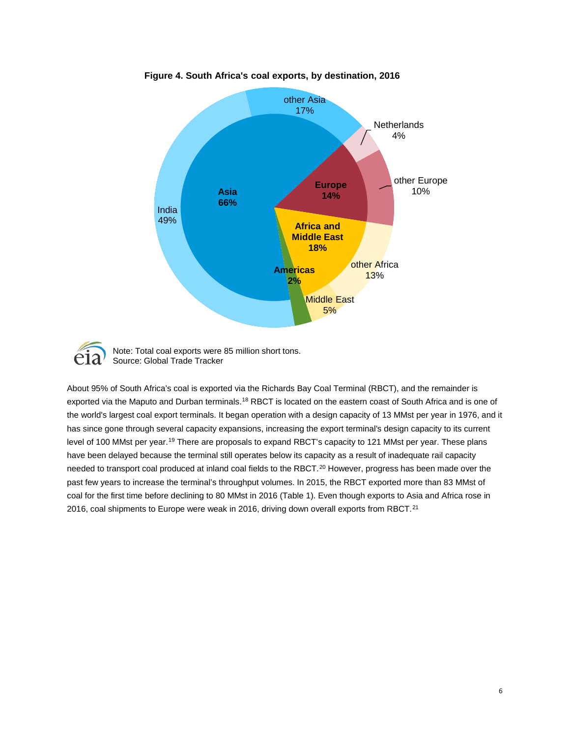**Figure 4. South Africa's coal exports, by destination, 2016**

Note: Total coal exports were 85 million short tons.
Source: Global Trade Tracker

About 95% of South Africa's coal is exported via the Richards Bay Coal Terminal (RBCT), and the remainder is exported via the Maputo and Durban terminals.[18] RBCT is located on the eastern coast of South Africa and is one of the world's largest coal export terminals. It began operation with a design capacity of 13 MMst per year in 1976, and it has since gone through several capacity expansions, increasing the export terminal's design capacity to its current level of 100 MMst per year.[19] There are proposals to expand RBCT's capacity to 121 MMst per year. These plans have been delayed because the terminal still operates below its capacity as a result of inadequate rail capacity needed to transport coal produced at inland coal fields to the RBCT.[20] However, progress has been made over the past few years to increase the terminal's throughput volumes. In 2015, the RBCT exported more than 83 MMst of coal for the first time before declining to 80 MMst in 2016 (Table 1). Even though exports to Asia and Africa rose in 2016, coal shipments to Europe were weak in 2016, driving down overall exports from RBCT.[21]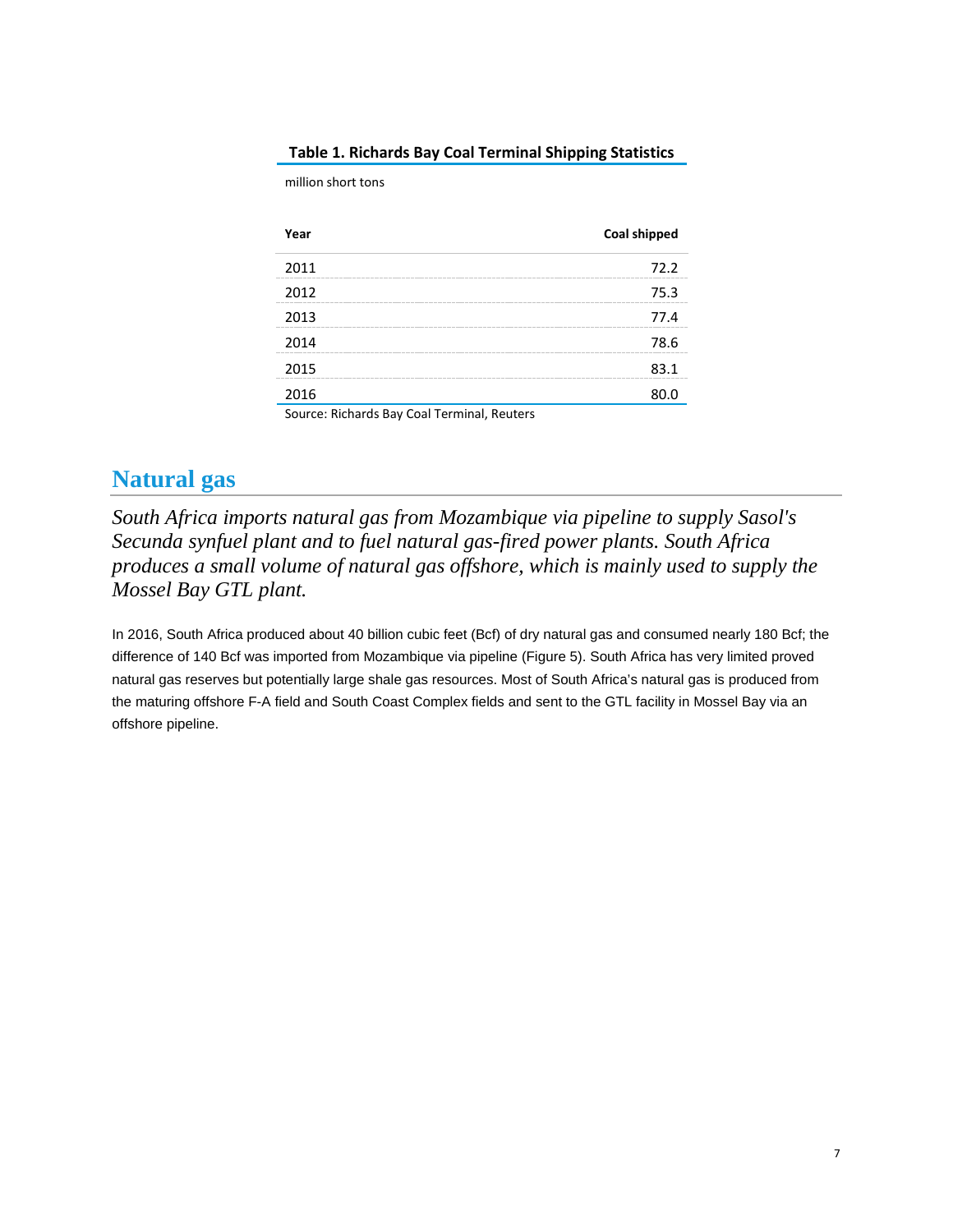**Table 1. Richards Bay Coal Terminal Shipping Statistics**

million short tons

| Year | Coal shipped |
| --- | --- |
| 2011 | 72.2 |
| 2012 | 75.3 |
| 2013 | 77.4 |
| 2014 | 78.6 |
| 2015 | 83.1 |
| 2016 | 80.0 |

Source: Richards Bay Coal Terminal, Reuters

## Natural gas

*South Africa imports natural gas from Mozambique via pipeline to supply Sasol's Secunda synfuel plant and to fuel natural gas-fired power plants. South Africa produces a small volume of natural gas offshore, which is mainly used to supply the Mossel Bay GTL plant.*

In 2016, South Africa produced about 40 billion cubic feet (Bcf) of dry natural gas and consumed nearly 180 Bcf; the difference of 140 Bcf was imported from Mozambique via pipeline (Figure 5). South Africa has very limited proved natural gas reserves but potentially large shale gas resources. Most of South Africa's natural gas is produced from the maturing offshore F-A field and South Coast Complex fields and sent to the GTL facility in Mossel Bay via an offshore pipeline.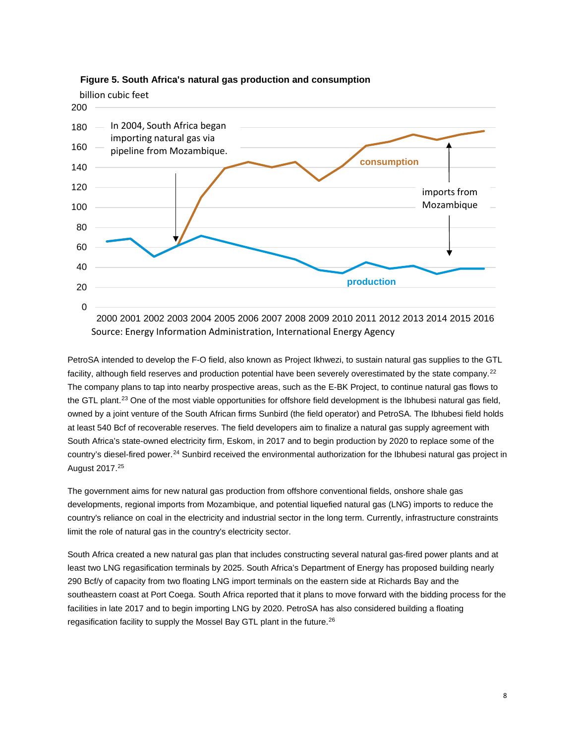**Figure 5. South Africa's natural gas production and consumption**

Source: Energy Information Administration, International Energy Agency

PetroSA intended to develop the F-O field, also known as Project Ikhwezi, to sustain natural gas supplies to the GTL facility, although field reserves and production potential have been severely overestimated by the state company.[22] The company plans to tap into nearby prospective areas, such as the E-BK Project, to continue natural gas flows to the GTL plant.[23] One of the most viable opportunities for offshore field development is the Ibhubesi natural gas field, owned by a joint venture of the South African firms Sunbird (the field operator) and PetroSA. The Ibhubesi field holds at least 540 Bcf of recoverable reserves. The field developers aim to finalize a natural gas supply agreement with South Africa's state-owned electricity firm, Eskom, in 2017 and to begin production by 2020 to replace some of the country's diesel-fired power.[24] Sunbird received the environmental authorization for the Ibhubesi natural gas project in August 2017.[25]

The government aims for new natural gas production from offshore conventional fields, onshore shale gas developments, regional imports from Mozambique, and potential liquefied natural gas (LNG) imports to reduce the country's reliance on coal in the electricity and industrial sector in the long term. Currently, infrastructure constraints limit the role of natural gas in the country's electricity sector.

South Africa created a new natural gas plan that includes constructing several natural gas-fired power plants and at least two LNG regasification terminals by 2025. South Africa's Department of Energy has proposed building nearly 290 Bcf/y of capacity from two floating LNG import terminals on the eastern side at Richards Bay and the southeastern coast at Port Coega. South Africa reported that it plans to move forward with the bidding process for the facilities in late 2017 and to begin importing LNG by 2020. PetroSA has also considered building a floating regasification facility to supply the Mossel Bay GTL plant in the future.[26]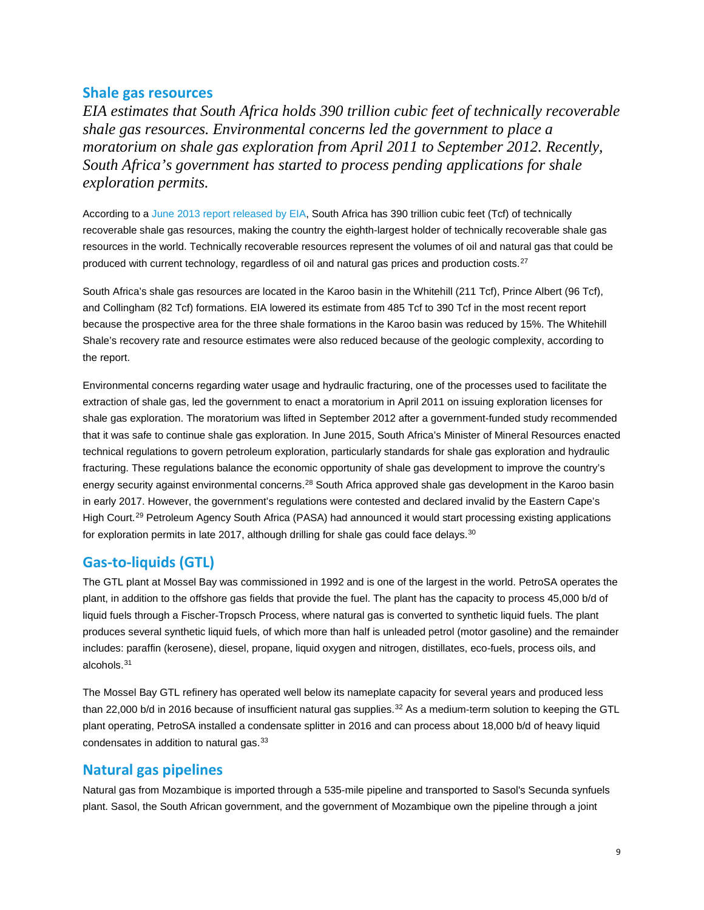## Shale gas resources

*EIA estimates that South Africa holds 390 trillion cubic feet of technically recoverable shale gas resources. Environmental concerns led the government to place a moratorium on shale gas exploration from April 2011 to September 2012. Recently, South Africa's government has started to process pending applications for shale exploration permits.*

According to a June 2013 report released by EIA, South Africa has 390 trillion cubic feet (Tcf) of technically recoverable shale gas resources, making the country the eighth-largest holder of technically recoverable shale gas resources in the world. Technically recoverable resources represent the volumes of oil and natural gas that could be produced with current technology, regardless of oil and natural gas prices and production costs.[27]

South Africa's shale gas resources are located in the Karoo basin in the Whitehill (211 Tcf), Prince Albert (96 Tcf), and Collingham (82 Tcf) formations. EIA lowered its estimate from 485 Tcf to 390 Tcf in the most recent report because the prospective area for the three shale formations in the Karoo basin was reduced by 15%. The Whitehill Shale's recovery rate and resource estimates were also reduced because of the geologic complexity, according to the report.

Environmental concerns regarding water usage and hydraulic fracturing, one of the processes used to facilitate the extraction of shale gas, led the government to enact a moratorium in April 2011 on issuing exploration licenses for shale gas exploration. The moratorium was lifted in September 2012 after a government-funded study recommended that it was safe to continue shale gas exploration. In June 2015, South Africa's Minister of Mineral Resources enacted technical regulations to govern petroleum exploration, particularly standards for shale gas exploration and hydraulic fracturing. These regulations balance the economic opportunity of shale gas development to improve the country's energy security against environmental concerns.[28] South Africa approved shale gas development in the Karoo basin in early 2017. However, the government's regulations were contested and declared invalid by the Eastern Cape's High Court.[29] Petroleum Agency South Africa (PASA) had announced it would start processing existing applications for exploration permits in late 2017, although drilling for shale gas could face delays.[30]

## Gas-to-liquids (GTL)

The GTL plant at Mossel Bay was commissioned in 1992 and is one of the largest in the world. PetroSA operates the plant, in addition to the offshore gas fields that provide the fuel. The plant has the capacity to process 45,000 b/d of liquid fuels through a Fischer-Tropsch Process, where natural gas is converted to synthetic liquid fuels. The plant produces several synthetic liquid fuels, of which more than half is unleaded petrol (motor gasoline) and the remainder includes: paraffin (kerosene), diesel, propane, liquid oxygen and nitrogen, distillates, eco-fuels, process oils, and alcohols.[31]

The Mossel Bay GTL refinery has operated well below its nameplate capacity for several years and produced less than 22,000 b/d in 2016 because of insufficient natural gas supplies.[32] As a medium-term solution to keeping the GTL plant operating, PetroSA installed a condensate splitter in 2016 and can process about 18,000 b/d of heavy liquid condensates in addition to natural gas.[33]

## Natural gas pipelines

Natural gas from Mozambique is imported through a 535-mile pipeline and transported to Sasol's Secunda synfuels plant. Sasol, the South African government, and the government of Mozambique own the pipeline through a joint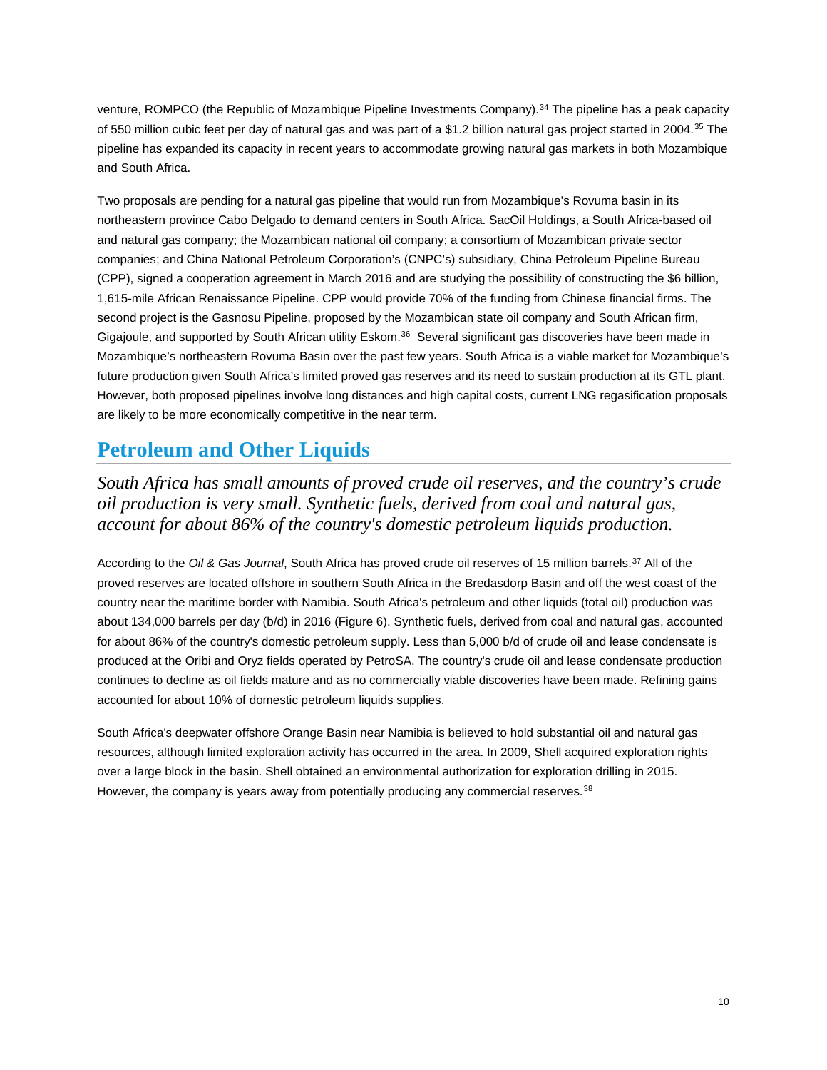venture, ROMPCO (the Republic of Mozambique Pipeline Investments Company).[34] The pipeline has a peak capacity of 550 million cubic feet per day of natural gas and was part of a $1.2 billion natural gas project started in 2004.[35] The pipeline has expanded its capacity in recent years to accommodate growing natural gas markets in both Mozambique and South Africa.

Two proposals are pending for a natural gas pipeline that would run from Mozambique's Rovuma basin in its northeastern province Cabo Delgado to demand centers in South Africa. SacOil Holdings, a South Africa-based oil and natural gas company; the Mozambican national oil company; a consortium of Mozambican private sector companies; and China National Petroleum Corporation's (CNPC's) subsidiary, China Petroleum Pipeline Bureau (CPP), signed a cooperation agreement in March 2016 and are studying the possibility of constructing the $6 billion, 1,615-mile African Renaissance Pipeline. CPP would provide 70% of the funding from Chinese financial firms. The second project is the Gasnosu Pipeline, proposed by the Mozambican state oil company and South African firm, Gigajoule, and supported by South African utility Eskom.[36] Several significant gas discoveries have been made in Mozambique's northeastern Rovuma Basin over the past few years. South Africa is a viable market for Mozambique's future production given South Africa's limited proved gas reserves and its need to sustain production at its GTL plant. However, both proposed pipelines involve long distances and high capital costs, current LNG regasification proposals are likely to be more economically competitive in the near term.

## Petroleum and Other Liquids

*South Africa has small amounts of proved crude oil reserves, and the country's crude oil production is very small. Synthetic fuels, derived from coal and natural gas, account for about 86% of the country's domestic petroleum liquids production.*

According to the *Oil & Gas Journal*, South Africa has proved crude oil reserves of 15 million barrels.[37] All of the proved reserves are located offshore in southern South Africa in the Bredasdorp Basin and off the west coast of the country near the maritime border with Namibia. South Africa's petroleum and other liquids (total oil) production was about 134,000 barrels per day (b/d) in 2016 (Figure 6). Synthetic fuels, derived from coal and natural gas, accounted for about 86% of the country's domestic petroleum supply. Less than 5,000 b/d of crude oil and lease condensate is produced at the Oribi and Oryz fields operated by PetroSA. The country's crude oil and lease condensate production continues to decline as oil fields mature and as no commercially viable discoveries have been made. Refining gains accounted for about 10% of domestic petroleum liquids supplies.

South Africa's deepwater offshore Orange Basin near Namibia is believed to hold substantial oil and natural gas resources, although limited exploration activity has occurred in the area. In 2009, Shell acquired exploration rights over a large block in the basin. Shell obtained an environmental authorization for exploration drilling in 2015. However, the company is years away from potentially producing any commercial reserves.[38]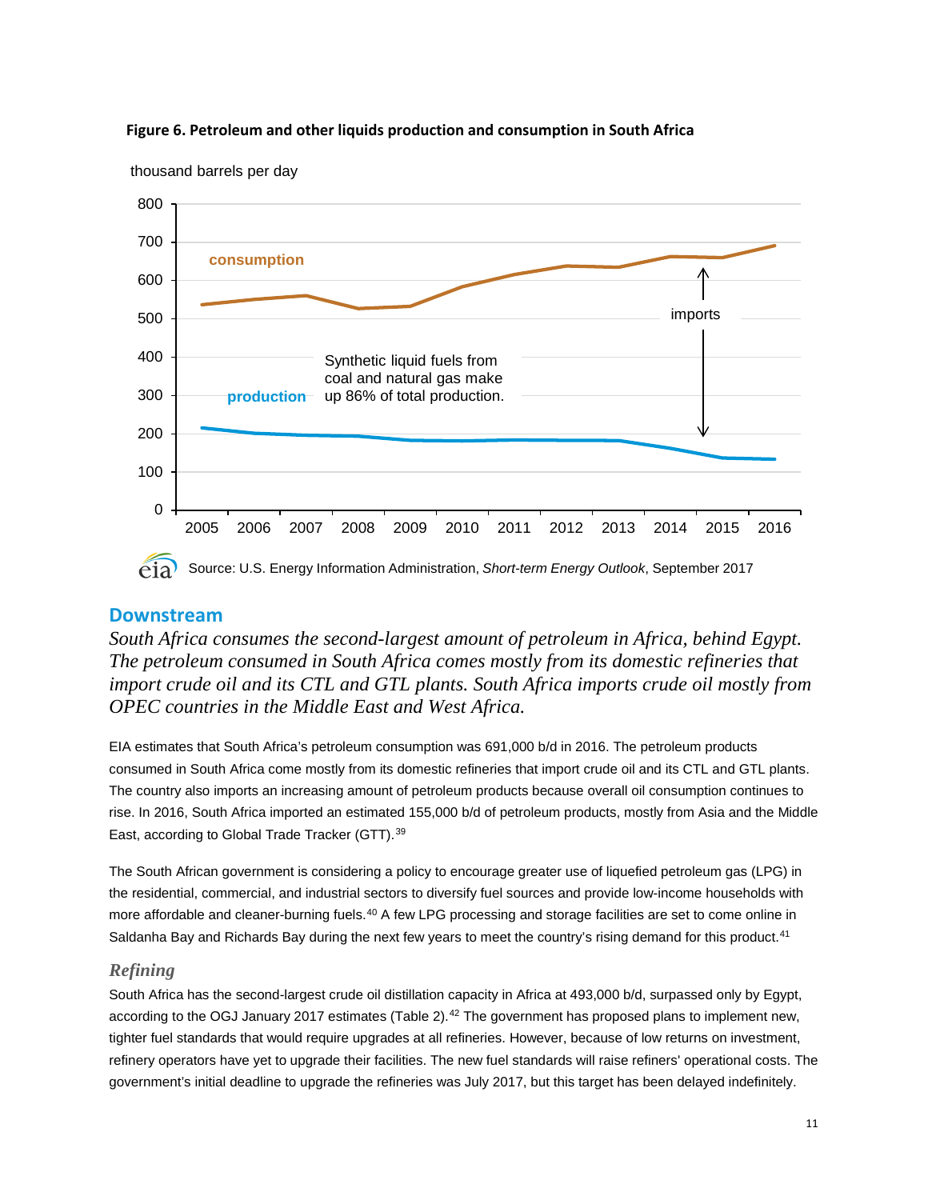**Figure 6. Petroleum and other liquids production and consumption in South Africa**

Source: U.S. Energy Information Administration, *Short-term Energy Outlook*, September 2017

## Downstream

*South Africa consumes the second-largest amount of petroleum in Africa, behind Egypt. The petroleum consumed in South Africa comes mostly from its domestic refineries that import crude oil and its CTL and GTL plants. South Africa imports crude oil mostly from OPEC countries in the Middle East and West Africa.*

EIA estimates that South Africa's petroleum consumption was 691,000 b/d in 2016. The petroleum products consumed in South Africa come mostly from its domestic refineries that import crude oil and its CTL and GTL plants. The country also imports an increasing amount of petroleum products because overall oil consumption continues to rise. In 2016, South Africa imported an estimated 155,000 b/d of petroleum products, mostly from Asia and the Middle East, according to Global Trade Tracker (GTT).[39]

The South African government is considering a policy to encourage greater use of liquefied petroleum gas (LPG) in the residential, commercial, and industrial sectors to diversify fuel sources and provide low-income households with more affordable and cleaner-burning fuels.[40] A few LPG processing and storage facilities are set to come online in Saldanha Bay and Richards Bay during the next few years to meet the country's rising demand for this product.[41]

### *Refining*

South Africa has the second-largest crude oil distillation capacity in Africa at 493,000 b/d, surpassed only by Egypt, according to the OGJ January 2017 estimates (Table 2).[42] The government has proposed plans to implement new, tighter fuel standards that would require upgrades at all refineries. However, because of low returns on investment, refinery operators have yet to upgrade their facilities. The new fuel standards will raise refiners' operational costs. The government's initial deadline to upgrade the refineries was July 2017, but this target has been delayed indefinitely.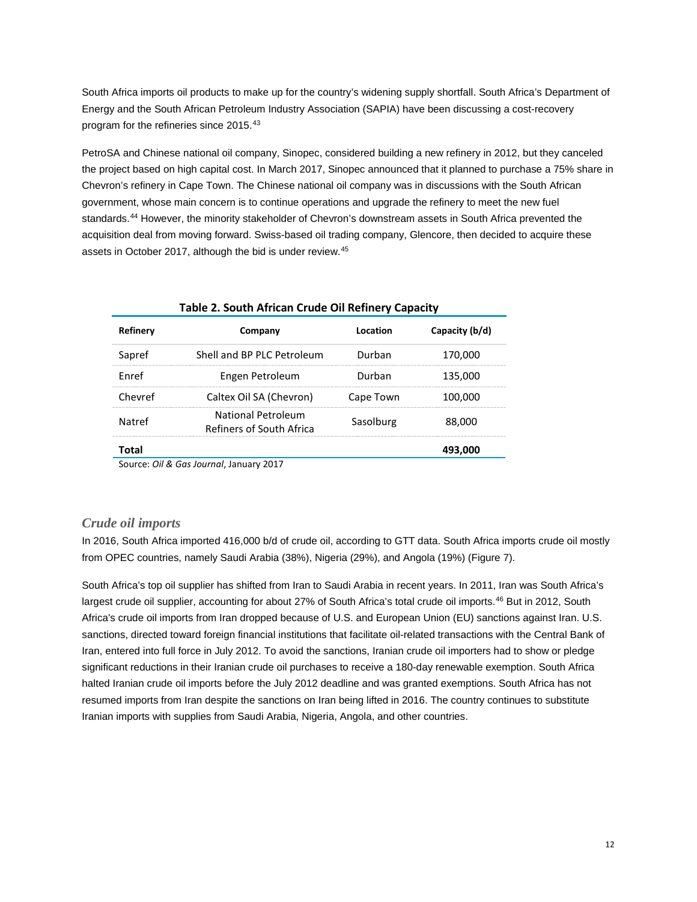South Africa imports oil products to make up for the country's widening supply shortfall. South Africa's Department of Energy and the South African Petroleum Industry Association (SAPIA) have been discussing a cost-recovery program for the refineries since 2015.[43]

PetroSA and Chinese national oil company, Sinopec, considered building a new refinery in 2012, but they canceled the project based on high capital cost. In March 2017, Sinopec announced that it planned to purchase a 75% share in Chevron's refinery in Cape Town. The Chinese national oil company was in discussions with the South African government, whose main concern is to continue operations and upgrade the refinery to meet the new fuel standards.[44] However, the minority stakeholder of Chevron's downstream assets in South Africa prevented the acquisition deal from moving forward. Swiss-based oil trading company, Glencore, then decided to acquire these assets in October 2017, although the bid is under review.[45]

**Table 2. South African Crude Oil Refinery Capacity**

| Refinery | Company | Location | Capacity (b/d) |
|---|---|---|---|
| Sapref | Shell and BP PLC Petroleum | Durban | 170,000 |
| Enref | Engen Petroleum | Durban | 135,000 |
| Chevref | Caltex Oil SA (Chevron) | Cape Town | 100,000 |
| Natref | National Petroleum Refiners of South Africa | Sasolburg | 88,000 |
| **Total** | | | **493,000** |

Source: *Oil & Gas Journal*, January 2017

### *Crude oil imports*

In 2016, South Africa imported 416,000 b/d of crude oil, according to GTT data. South Africa imports crude oil mostly from OPEC countries, namely Saudi Arabia (38%), Nigeria (29%), and Angola (19%) (Figure 7).

South Africa's top oil supplier has shifted from Iran to Saudi Arabia in recent years. In 2011, Iran was South Africa's largest crude oil supplier, accounting for about 27% of South Africa's total crude oil imports.[46] But in 2012, South Africa's crude oil imports from Iran dropped because of U.S. and European Union (EU) sanctions against Iran. U.S. sanctions, directed toward foreign financial institutions that facilitate oil-related transactions with the Central Bank of Iran, entered into full force in July 2012. To avoid the sanctions, Iranian crude oil importers had to show or pledge significant reductions in their Iranian crude oil purchases to receive a 180-day renewable exemption. South Africa halted Iranian crude oil imports before the July 2012 deadline and was granted exemptions. South Africa has not resumed imports from Iran despite the sanctions on Iran being lifted in 2016. The country continues to substitute Iranian imports with supplies from Saudi Arabia, Nigeria, Angola, and other countries.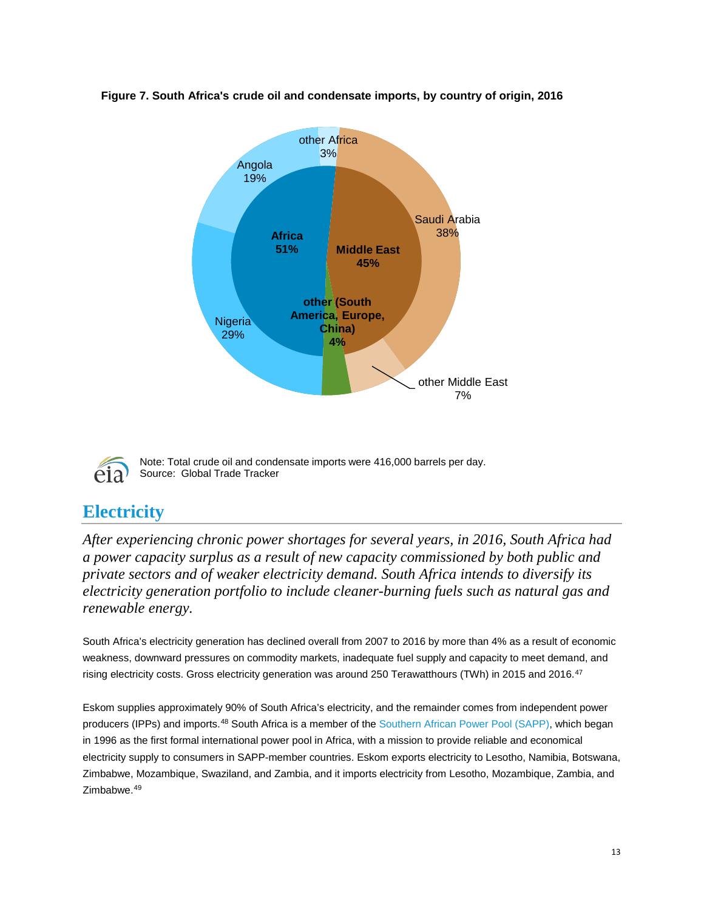**Figure 7. South Africa's crude oil and condensate imports, by country of origin, 2016**

Note: Total crude oil and condensate imports were 416,000 barrels per day.
Source: Global Trade Tracker

## Electricity

*After experiencing chronic power shortages for several years, in 2016, South Africa had a power capacity surplus as a result of new capacity commissioned by both public and private sectors and of weaker electricity demand. South Africa intends to diversify its electricity generation portfolio to include cleaner-burning fuels such as natural gas and renewable energy.*

South Africa's electricity generation has declined overall from 2007 to 2016 by more than 4% as a result of economic weakness, downward pressures on commodity markets, inadequate fuel supply and capacity to meet demand, and rising electricity costs. Gross electricity generation was around 250 Terawatthours (TWh) in 2015 and 2016.[47]

Eskom supplies approximately 90% of South Africa's electricity, and the remainder comes from independent power producers (IPPs) and imports.[48] South Africa is a member of the Southern African Power Pool (SAPP), which began in 1996 as the first formal international power pool in Africa, with a mission to provide reliable and economical electricity supply to consumers in SAPP-member countries. Eskom exports electricity to Lesotho, Namibia, Botswana, Zimbabwe, Mozambique, Swaziland, and Zambia, and it imports electricity from Lesotho, Mozambique, Zambia, and Zimbabwe.[49]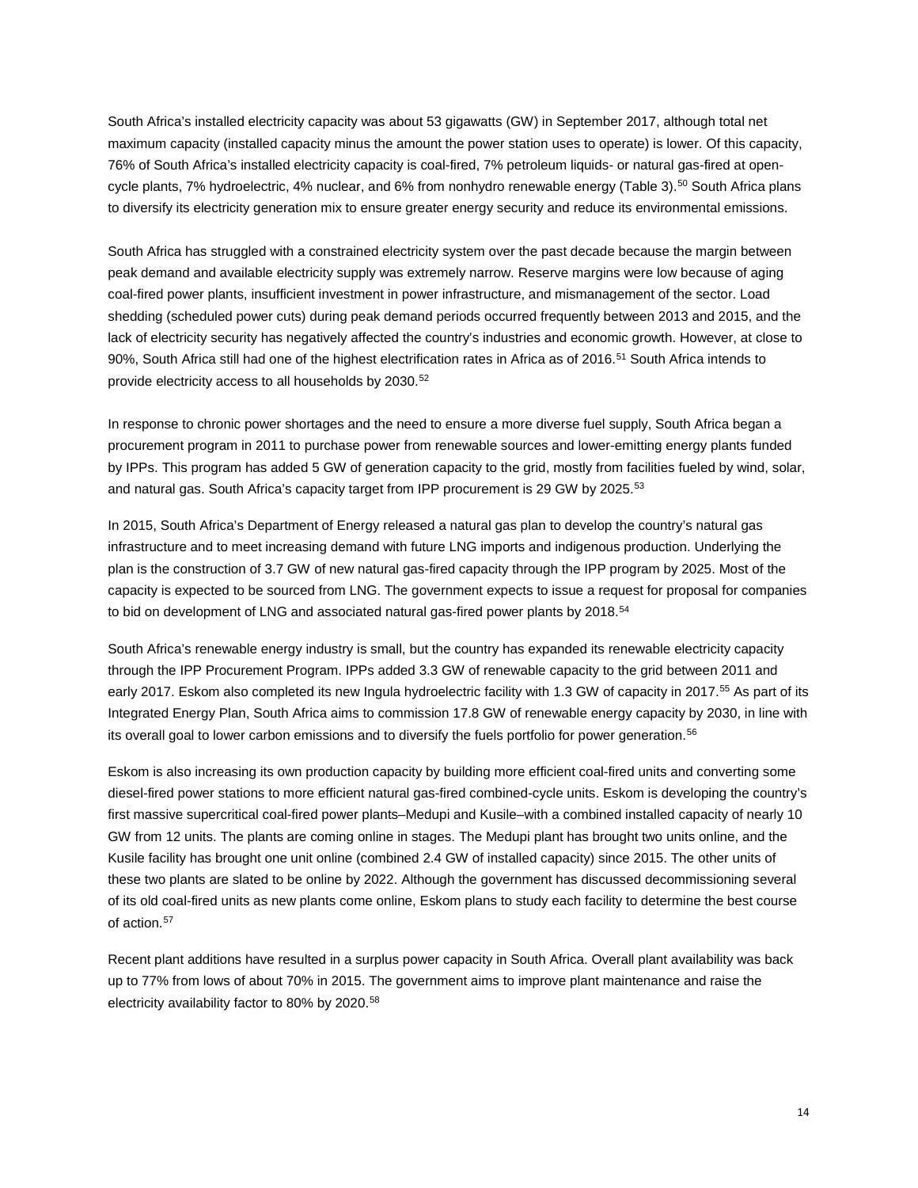South Africa's installed electricity capacity was about 53 gigawatts (GW) in September 2017, although total net maximum capacity (installed capacity minus the amount the power station uses to operate) is lower. Of this capacity, 76% of South Africa's installed electricity capacity is coal-fired, 7% petroleum liquids- or natural gas-fired at open-cycle plants, 7% hydroelectric, 4% nuclear, and 6% from nonhydro renewable energy (Table 3).[50] South Africa plans to diversify its electricity generation mix to ensure greater energy security and reduce its environmental emissions.

South Africa has struggled with a constrained electricity system over the past decade because the margin between peak demand and available electricity supply was extremely narrow. Reserve margins were low because of aging coal-fired power plants, insufficient investment in power infrastructure, and mismanagement of the sector. Load shedding (scheduled power cuts) during peak demand periods occurred frequently between 2013 and 2015, and the lack of electricity security has negatively affected the country's industries and economic growth. However, at close to 90%, South Africa still had one of the highest electrification rates in Africa as of 2016.[51] South Africa intends to provide electricity access to all households by 2030.[52]

In response to chronic power shortages and the need to ensure a more diverse fuel supply, South Africa began a procurement program in 2011 to purchase power from renewable sources and lower-emitting energy plants funded by IPPs. This program has added 5 GW of generation capacity to the grid, mostly from facilities fueled by wind, solar, and natural gas. South Africa's capacity target from IPP procurement is 29 GW by 2025.[53]

In 2015, South Africa's Department of Energy released a natural gas plan to develop the country's natural gas infrastructure and to meet increasing demand with future LNG imports and indigenous production. Underlying the plan is the construction of 3.7 GW of new natural gas-fired capacity through the IPP program by 2025. Most of the capacity is expected to be sourced from LNG. The government expects to issue a request for proposal for companies to bid on development of LNG and associated natural gas-fired power plants by 2018.[54]

South Africa's renewable energy industry is small, but the country has expanded its renewable electricity capacity through the IPP Procurement Program. IPPs added 3.3 GW of renewable capacity to the grid between 2011 and early 2017. Eskom also completed its new Ingula hydroelectric facility with 1.3 GW of capacity in 2017.[55] As part of its Integrated Energy Plan, South Africa aims to commission 17.8 GW of renewable energy capacity by 2030, in line with its overall goal to lower carbon emissions and to diversify the fuels portfolio for power generation.[56]

Eskom is also increasing its own production capacity by building more efficient coal-fired units and converting some diesel-fired power stations to more efficient natural gas-fired combined-cycle units. Eskom is developing the country's first massive supercritical coal-fired power plants–Medupi and Kusile–with a combined installed capacity of nearly 10 GW from 12 units. The plants are coming online in stages. The Medupi plant has brought two units online, and the Kusile facility has brought one unit online (combined 2.4 GW of installed capacity) since 2015. The other units of these two plants are slated to be online by 2022. Although the government has discussed decommissioning several of its old coal-fired units as new plants come online, Eskom plans to study each facility to determine the best course of action.[57]

Recent plant additions have resulted in a surplus power capacity in South Africa. Overall plant availability was back up to 77% from lows of about 70% in 2015. The government aims to improve plant maintenance and raise the electricity availability factor to 80% by 2020.[58]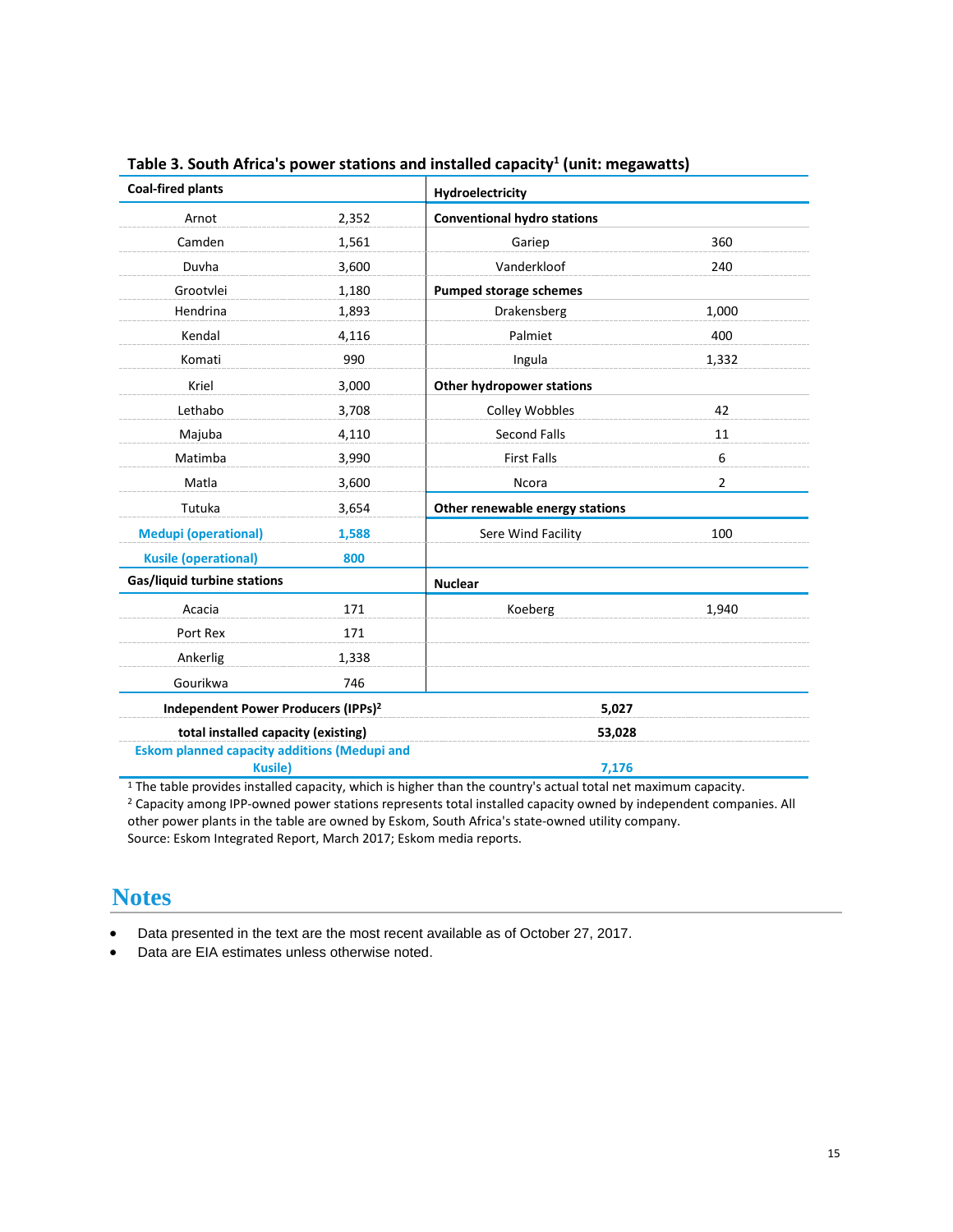**Table 3. South Africa's power stations and installed capacity[1] (unit: megawatts)**

| Coal-fired plants | | Hydroelectricity | |
|---|---|---|---|
| | | **Conventional hydro stations** | |
| Arnot | 2,352 | Gariep | 360 |
| Camden | 1,561 | Vanderkloof | 240 |
| Duvha | 3,600 | **Pumped storage schemes** | |
| Grootvlei | 1,180 | Drakensberg | 1,000 |
| Hendrina | 1,893 | Palmiet | 400 |
| Kendal | 4,116 | Ingula | 1,332 |
| Komati | 990 | **Other hydropower stations** | |
| Kriel | 3,000 | Colley Wobbles | 42 |
| Lethabo | 3,708 | Second Falls | 11 |
| Majuba | 4,110 | First Falls | 6 |
| Matimba | 3,990 | Ncora | 2 |
| Matla | 3,600 | **Other renewable energy stations** | |
| Tutuka | 3,654 | Sere Wind Facility | 100 |
| **Medupi (operational)** | **1,588** | | |
| **Kusile (operational)** | **800** | | |
| **Gas/liquid turbine stations** | | **Nuclear** | |
| Acacia | 171 | Koeberg | 1,940 |
| Port Rex | 171 | | |
| Ankerlig | 1,338 | | |
| Gourikwa | 746 | | |
| **Independent Power Producers (IPPs)[2]** | | **5,027** | |
| **total installed capacity (existing)** | | **53,028** | |
| **Eskom planned capacity additions (Medupi and Kusile)** | | **7,176** | |

[1] The table provides installed capacity, which is higher than the country's actual total net maximum capacity.
[2] Capacity among IPP-owned power stations represents total installed capacity owned by independent companies. All other power plants in the table are owned by Eskom, South Africa's state-owned utility company.
Source: Eskom Integrated Report, March 2017; Eskom media reports.

# Notes

- Data presented in the text are the most recent available as of October 27, 2017.
- Data are EIA estimates unless otherwise noted.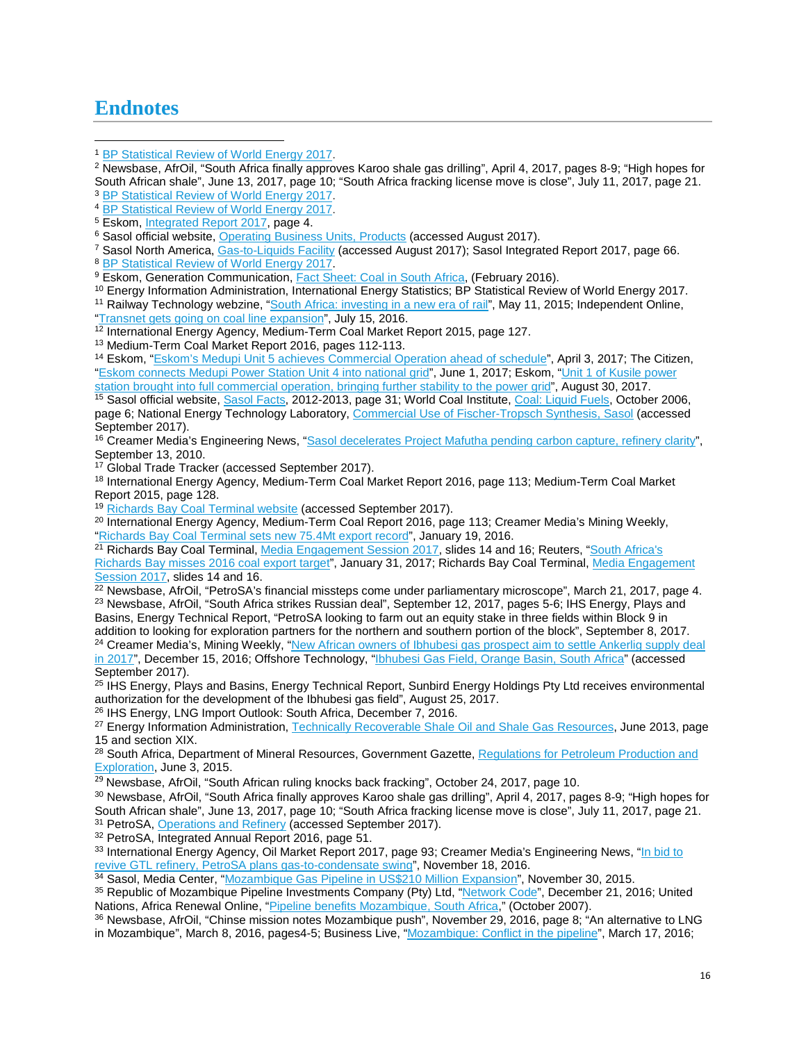# Endnotes

[1] BP Statistical Review of World Energy 2017.

[2] Newsbase, AfrOil, "South Africa finally approves Karoo shale gas drilling", April 4, 2017, pages 8-9; "High hopes for South African shale", June 13, 2017, page 10; "South Africa fracking license move is close", July 11, 2017, page 21.

[3] BP Statistical Review of World Energy 2017.

[4] BP Statistical Review of World Energy 2017.

[5] Eskom, Integrated Report 2017, page 4.

[6] Sasol official website, Operating Business Units, Products (accessed August 2017).

[7] Sasol North America, Gas-to-Liquids Facility (accessed August 2017); Sasol Integrated Report 2017, page 66.

[8] BP Statistical Review of World Energy 2017.

[9] Eskom, Generation Communication, Fact Sheet: Coal in South Africa, (February 2016).

[10] Energy Information Administration, International Energy Statistics; BP Statistical Review of World Energy 2017.

[11] Railway Technology webzine, "South Africa: investing in a new era of rail", May 11, 2015; Independent Online, "Transnet gets going on coal line expansion", July 15, 2016.

[12] International Energy Agency, Medium-Term Coal Market Report 2015, page 127.

[13] Medium-Term Coal Market Report 2016, pages 112-113.

[14] Eskom, "Eskom's Medupi Unit 5 achieves Commercial Operation ahead of schedule", April 3, 2017; The Citizen, "Eskom connects Medupi Power Station Unit 4 into national grid", June 1, 2017; Eskom, "Unit 1 of Kusile power station brought into full commercial operation, bringing further stability to the power grid", August 30, 2017.

[15] Sasol official website, Sasol Facts, 2012-2013, page 31; World Coal Institute, Coal: Liquid Fuels, October 2006, page 6; National Energy Technology Laboratory, Commercial Use of Fischer-Tropsch Synthesis, Sasol (accessed September 2017).

[16] Creamer Media's Engineering News, "Sasol decelerates Project Mafutha pending carbon capture, refinery clarity", September 13, 2010.

[17] Global Trade Tracker (accessed September 2017).

[18] International Energy Agency, Medium-Term Coal Market Report 2016, page 113; Medium-Term Coal Market Report 2015, page 128.

[19] Richards Bay Coal Terminal website (accessed September 2017).

[20] International Energy Agency, Medium-Term Coal Report 2016, page 113; Creamer Media's Mining Weekly, "Richards Bay Coal Terminal sets new 75.4Mt export record", January 19, 2016.

[21] Richards Bay Coal Terminal, Media Engagement Session 2017, slides 14 and 16; Reuters, "South Africa's Richards Bay misses 2016 coal export target", January 31, 2017; Richards Bay Coal Terminal, Media Engagement Session 2017, slides 14 and 16.

[22] Newsbase, AfrOil, "PetroSA's financial missteps come under parliamentary microscope", March 21, 2017, page 4.

[23] Newsbase, AfrOil, "South Africa strikes Russian deal", September 12, 2017, pages 5-6; IHS Energy, Plays and Basins, Energy Technical Report, "PetroSA looking to farm out an equity stake in three fields within Block 9 in addition to looking for exploration partners for the northern and southern portion of the block", September 8, 2017.

[24] Creamer Media's, Mining Weekly, "New African owners of Ibhubesi gas prospect aim to settle Ankerlig supply deal in 2017", December 15, 2016; Offshore Technology, "Ibhubesi Gas Field, Orange Basin, South Africa" (accessed September 2017).

[25] IHS Energy, Plays and Basins, Energy Technical Report, Sunbird Energy Holdings Pty Ltd receives environmental authorization for the development of the Ibhubesi gas field", August 25, 2017.

[26] IHS Energy, LNG Import Outlook: South Africa, December 7, 2016.

[27] Energy Information Administration, Technically Recoverable Shale Oil and Shale Gas Resources, June 2013, page 15 and section XIX.

[28] South Africa, Department of Mineral Resources, Government Gazette, Regulations for Petroleum Production and Exploration, June 3, 2015.

[29] Newsbase, AfrOil, "South African ruling knocks back fracking", October 24, 2017, page 10.

[30] Newsbase, AfrOil, "South Africa finally approves Karoo shale gas drilling", April 4, 2017, pages 8-9; "High hopes for South African shale", June 13, 2017, page 10; "South Africa fracking license move is close", July 11, 2017, page 21.

[31] PetroSA, Operations and Refinery (accessed September 2017).

[32] PetroSA, Integrated Annual Report 2016, page 51.

[33] International Energy Agency, Oil Market Report 2017, page 93; Creamer Media's Engineering News, "In bid to revive GTL refinery, PetroSA plans gas-to-condensate swing", November 18, 2016.

[34] Sasol, Media Center, "Mozambique Gas Pipeline in US$210 Million Expansion", November 30, 2015.

[35] Republic of Mozambique Pipeline Investments Company (Pty) Ltd, "Network Code", December 21, 2016; United Nations, Africa Renewal Online, "Pipeline benefits Mozambique, South Africa," (October 2007).

[36] Newsbase, AfrOil, "Chinse mission notes Mozambique push", November 29, 2016, page 8; "An alternative to LNG in Mozambique", March 8, 2016, pages4-5; Business Live, "Mozambique: Conflict in the pipeline", March 17, 2016;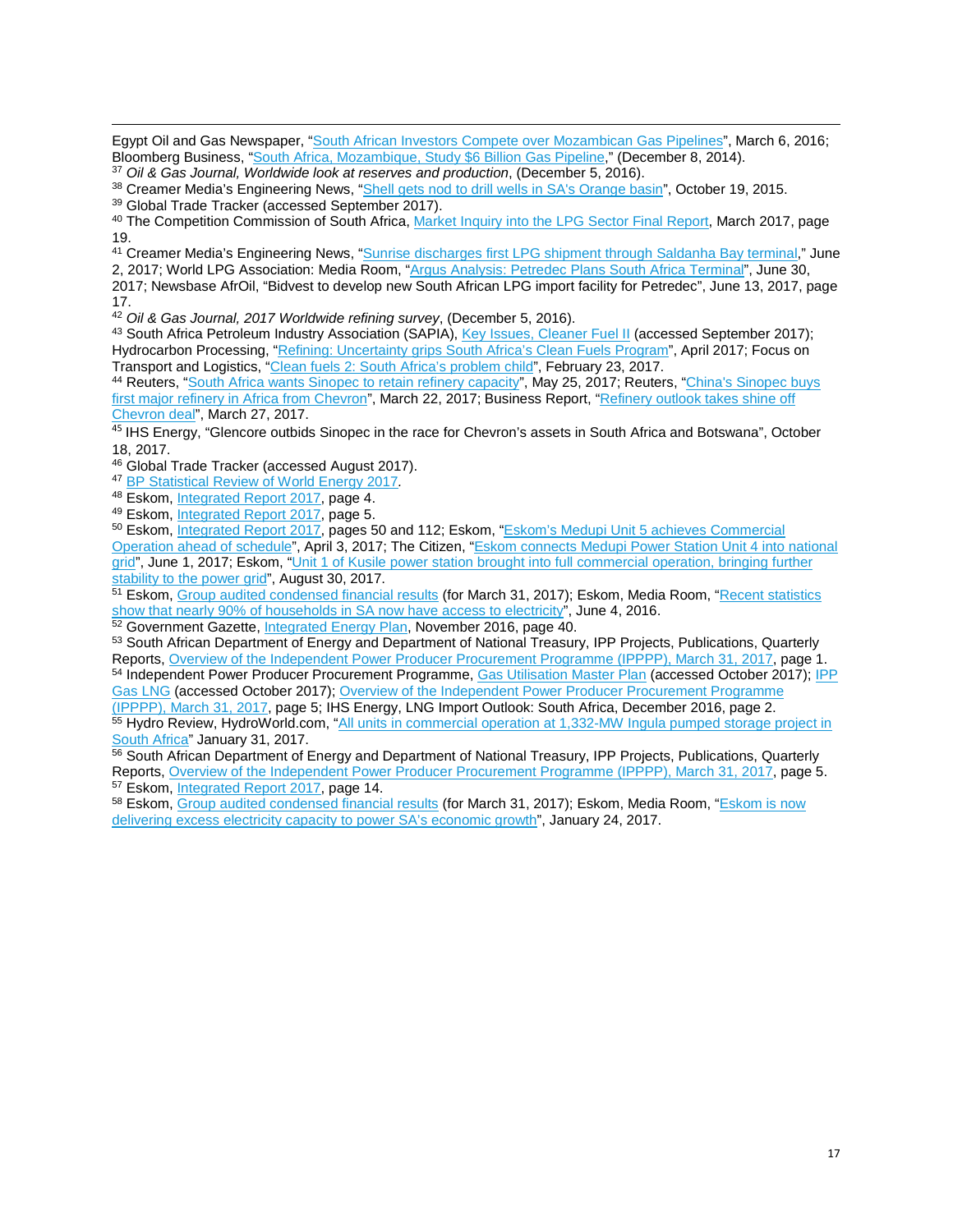Egypt Oil and Gas Newspaper, "South African Investors Compete over Mozambican Gas Pipelines", March 6, 2016; Bloomberg Business, "South Africa, Mozambique, Study $6 Billion Gas Pipeline," (December 8, 2014).

[37] *Oil & Gas Journal, Worldwide look at reserves and production*, (December 5, 2016).

[38] Creamer Media's Engineering News, "Shell gets nod to drill wells in SA's Orange basin", October 19, 2015.

[39] Global Trade Tracker (accessed September 2017).

[40] The Competition Commission of South Africa, Market Inquiry into the LPG Sector Final Report, March 2017, page 19.

[41] Creamer Media's Engineering News, "Sunrise discharges first LPG shipment through Saldanha Bay terminal," June 2, 2017; World LPG Association: Media Room, "Argus Analysis: Petredec Plans South Africa Terminal", June 30, 2017; Newsbase AfrOil, "Bidvest to develop new South African LPG import facility for Petredec", June 13, 2017, page 17.

[42] *Oil & Gas Journal, 2017 Worldwide refining survey*, (December 5, 2016).

[43] South Africa Petroleum Industry Association (SAPIA), Key Issues, Cleaner Fuel II (accessed September 2017); Hydrocarbon Processing, "Refining: Uncertainty grips South Africa's Clean Fuels Program", April 2017; Focus on Transport and Logistics, "Clean fuels 2: South Africa's problem child", February 23, 2017.

[44] Reuters, "South Africa wants Sinopec to retain refinery capacity", May 25, 2017; Reuters, "China's Sinopec buys first major refinery in Africa from Chevron", March 22, 2017; Business Report, "Refinery outlook takes shine off Chevron deal", March 27, 2017.

[45] IHS Energy, "Glencore outbids Sinopec in the race for Chevron's assets in South Africa and Botswana", October 18, 2017.

[46] Global Trade Tracker (accessed August 2017).

[47] BP Statistical Review of World Energy 2017.

[48] Eskom, Integrated Report 2017, page 4.

[49] Eskom, Integrated Report 2017, page 5.

[50] Eskom, Integrated Report 2017, pages 50 and 112; Eskom, "Eskom's Medupi Unit 5 achieves Commercial Operation ahead of schedule", April 3, 2017; The Citizen, "Eskom connects Medupi Power Station Unit 4 into national grid", June 1, 2017; Eskom, "Unit 1 of Kusile power station brought into full commercial operation, bringing further stability to the power grid", August 30, 2017.

[51] Eskom, Group audited condensed financial results (for March 31, 2017); Eskom, Media Room, "Recent statistics show that nearly 90% of households in SA now have access to electricity", June 4, 2016.

[52] Government Gazette, Integrated Energy Plan, November 2016, page 40.

[53] South African Department of Energy and Department of National Treasury, IPP Projects, Publications, Quarterly Reports, Overview of the Independent Power Producer Procurement Programme (IPPPP), March 31, 2017, page 1.

[54] Independent Power Producer Procurement Programme, Gas Utilisation Master Plan (accessed October 2017); IPP Gas LNG (accessed October 2017); Overview of the Independent Power Producer Procurement Programme (IPPPP), March 31, 2017, page 5; IHS Energy, LNG Import Outlook: South Africa, December 2016, page 2.

[55] Hydro Review, HydroWorld.com, "All units in commercial operation at 1,332-MW Ingula pumped storage project in South Africa" January 31, 2017.

[56] South African Department of Energy and Department of National Treasury, IPP Projects, Publications, Quarterly Reports, Overview of the Independent Power Producer Procurement Programme (IPPPP), March 31, 2017, page 5.

[57] Eskom, Integrated Report 2017, page 14.

[58] Eskom, Group audited condensed financial results (for March 31, 2017); Eskom, Media Room, "Eskom is now delivering excess electricity capacity to power SA's economic growth", January 24, 2017.